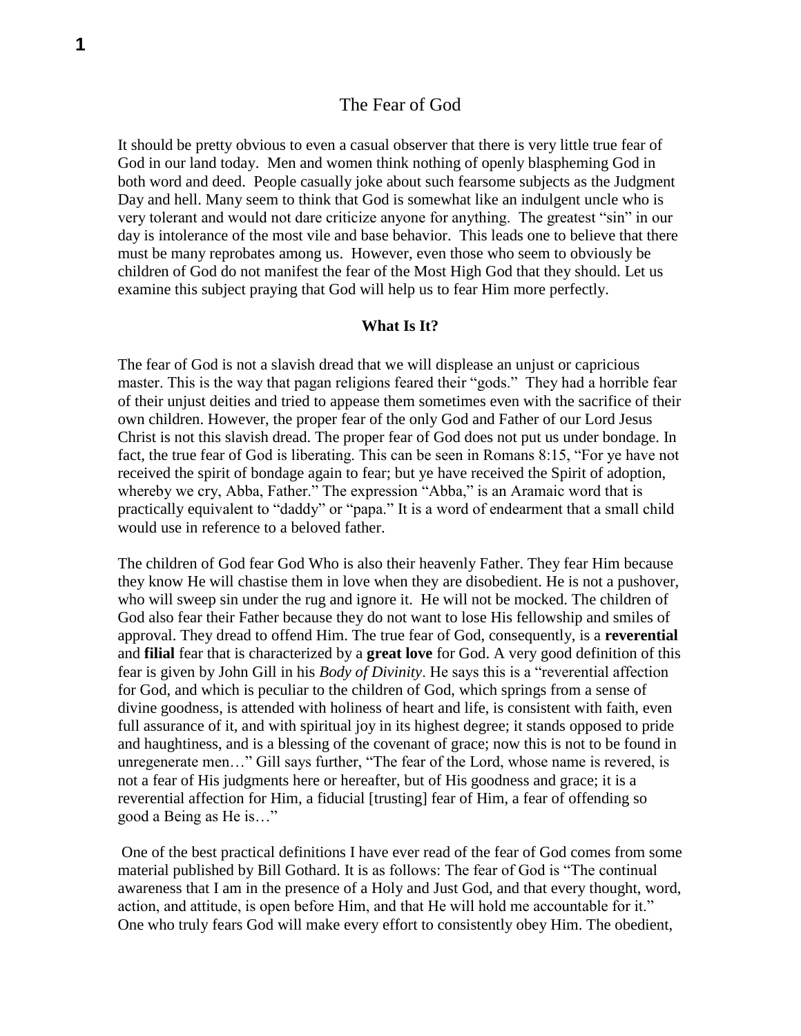# The Fear of God

It should be pretty obvious to even a casual observer that there is very little true fear of God in our land today. Men and women think nothing of openly blaspheming God in both word and deed. People casually joke about such fearsome subjects as the Judgment Day and hell. Many seem to think that God is somewhat like an indulgent uncle who is very tolerant and would not dare criticize anyone for anything. The greatest "sin" in our day is intolerance of the most vile and base behavior. This leads one to believe that there must be many reprobates among us. However, even those who seem to obviously be children of God do not manifest the fear of the Most High God that they should. Let us examine this subject praying that God will help us to fear Him more perfectly.

**What Is It?**

The fear of God is not a slavish dread that we will displease an unjust or capricious master. This is the way that pagan religions feared their "gods." They had a horrible fear of their unjust deities and tried to appease them sometimes even with the sacrifice of their own children. However, the proper fear of the only God and Father of our Lord Jesus Christ is not this slavish dread. The proper fear of God does not put us under bondage. In fact, the true fear of God is liberating. This can be seen in Romans 8:15, "For ye have not received the spirit of bondage again to fear; but ye have received the Spirit of adoption, whereby we cry, Abba, Father." The expression "Abba," is an Aramaic word that is practically equivalent to "daddy" or "papa." It is a word of endearment that a small child would use in reference to a beloved father.

The children of God fear God Who is also their heavenly Father. They fear Him because they know He will chastise them in love when they are disobedient. He is not a pushover, who will sweep sin under the rug and ignore it. He will not be mocked. The children of God also fear their Father because they do not want to lose His fellowship and smiles of approval. They dread to offend Him. The true fear of God, consequently, is a **reverential** and **filial** fear that is characterized by a **great love** for God. A very good definition of this fear is given by John Gill in his *Body of Divinity*. He says this is a "reverential affection for God, and which is peculiar to the children of God, which springs from a sense of divine goodness, is attended with holiness of heart and life, is consistent with faith, even full assurance of it, and with spiritual joy in its highest degree; it stands opposed to pride and haughtiness, and is a blessing of the covenant of grace; now this is not to be found in unregenerate men…" Gill says further, "The fear of the Lord, whose name is revered, is not a fear of His judgments here or hereafter, but of His goodness and grace; it is a reverential affection for Him, a fiducial [trusting] fear of Him, a fear of offending so good a Being as He is…"

One of the best practical definitions I have ever read of the fear of God comes from some material published by Bill Gothard. It is as follows: The fear of God is "The continual awareness that I am in the presence of a Holy and Just God, and that every thought, word, action, and attitude, is open before Him, and that He will hold me accountable for it." One who truly fears God will make every effort to consistently obey Him. The obedient,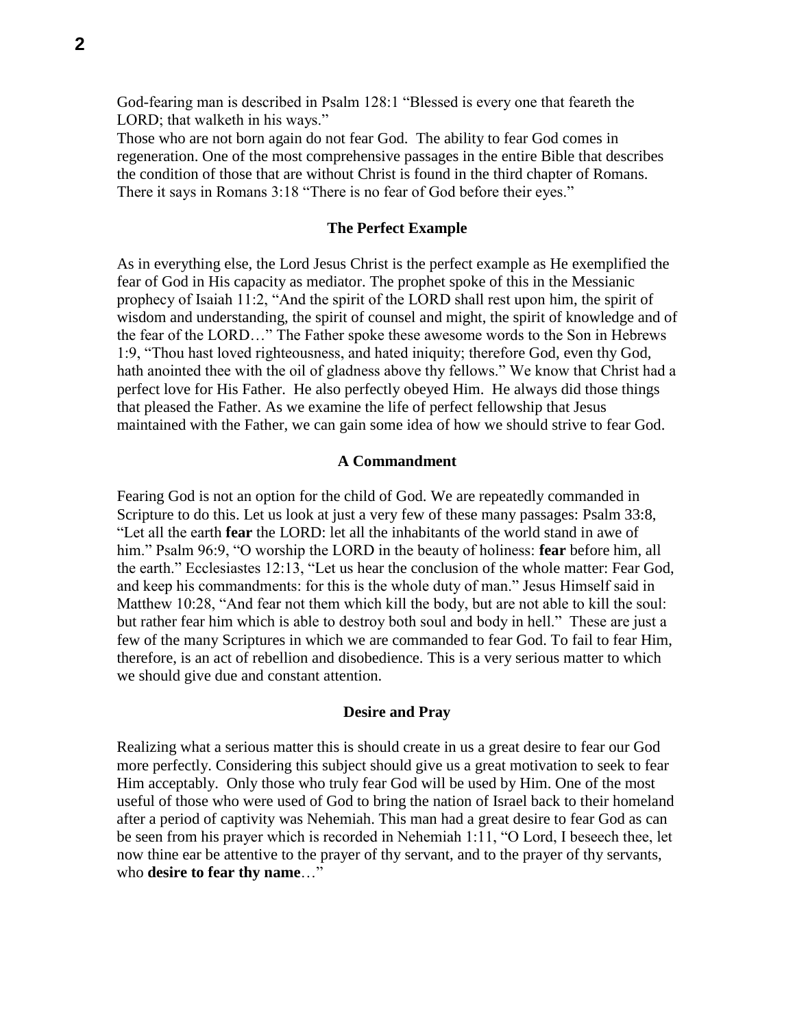God-fearing man is described in Psalm 128:1 “Blessed is every one that feareth the LORD; that walketh in his ways.”

Those who are not born again do not fear God. The ability to fear God comes in regeneration. One of the most comprehensive passages in the entire Bible that describes the condition of those that are without Christ is found in the third chapter of Romans. There it says in Romans 3:18 “There is no fear of God before their eyes.”

### The Perfect Example

As in everything else, the Lord Jesus Christ is the perfect example as He exemplified the fear of God in His capacity as mediator. The prophet spoke of this in the Messianic prophecy of Isaiah 11:2, “And the spirit of the LORD shall rest upon him, the spirit of wisdom and understanding, the spirit of counsel and might, the spirit of knowledge and of the fear of the LORD…” The Father spoke these awesome words to the Son in Hebrews 1:9, “Thou hast loved righteousness, and hated iniquity; therefore God, even thy God, hath anointed thee with the oil of gladness above thy fellows.” We know that Christ had a perfect love for His Father. He also perfectly obeyed Him. He always did those things that pleased the Father. As we examine the life of perfect fellowship that Jesus maintained with the Father, we can gain some idea of how we should strive to fear God.

### A Commandment

Fearing God is not an option for the child of God. We are repeatedly commanded in Scripture to do this. Let us look at just a very few of these many passages: Psalm 33:8, “Let all the earth **fear** the LORD: let all the inhabitants of the world stand in awe of him.” Psalm 96:9, “O worship the LORD in the beauty of holiness: **fear** before him, all the earth.” Ecclesiastes 12:13, “Let us hear the conclusion of the whole matter: Fear God, and keep his commandments: for this is the whole duty of man.” Jesus Himself said in Matthew 10:28, “And fear not them which kill the body, but are not able to kill the soul: but rather fear him which is able to destroy both soul and body in hell.” These are just a few of the many Scriptures in which we are commanded to fear God. To fail to fear Him, therefore, is an act of rebellion and disobedience. This is a very serious matter to which we should give due and constant attention.

### Desire and Pray

Realizing what a serious matter this is should create in us a great desire to fear our God more perfectly. Considering this subject should give us a great motivation to seek to fear Him acceptably. Only those who truly fear God will be used by Him. One of the most useful of those who were used of God to bring the nation of Israel back to their homeland after a period of captivity was Nehemiah. This man had a great desire to fear God as can be seen from his prayer which is recorded in Nehemiah 1:11, “O Lord, I beseech thee, let now thine ear be attentive to the prayer of thy servant, and to the prayer of thy servants, who **desire to fear thy name**…”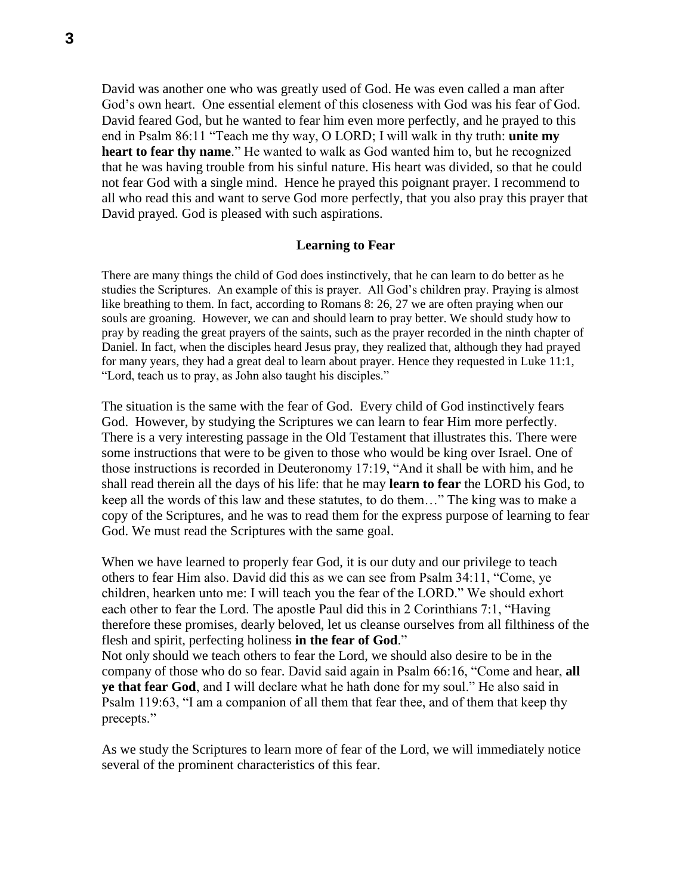David was another one who was greatly used of God. He was even called a man after God's own heart. One essential element of this closeness with God was his fear of God. David feared God, but he wanted to fear him even more perfectly, and he prayed to this end in Psalm 86:11 "Teach me thy way, O LORD; I will walk in thy truth: **unite my heart to fear thy name**." He wanted to walk as God wanted him to, but he recognized that he was having trouble from his sinful nature. His heart was divided, so that he could not fear God with a single mind. Hence he prayed this poignant prayer. I recommend to all who read this and want to serve God more perfectly, that you also pray this prayer that David prayed. God is pleased with such aspirations.

### Learning to Fear

There are many things the child of God does instinctively, that he can learn to do better as he studies the Scriptures. An example of this is prayer. All God's children pray. Praying is almost like breathing to them. In fact, according to Romans 8: 26, 27 we are often praying when our souls are groaning. However, we can and should learn to pray better. We should study how to pray by reading the great prayers of the saints, such as the prayer recorded in the ninth chapter of Daniel. In fact, when the disciples heard Jesus pray, they realized that, although they had prayed for many years, they had a great deal to learn about prayer. Hence they requested in Luke 11:1, "Lord, teach us to pray, as John also taught his disciples."

The situation is the same with the fear of God. Every child of God instinctively fears God. However, by studying the Scriptures we can learn to fear Him more perfectly. There is a very interesting passage in the Old Testament that illustrates this. There were some instructions that were to be given to those who would be king over Israel. One of those instructions is recorded in Deuteronomy 17:19, "And it shall be with him, and he shall read therein all the days of his life: that he may **learn to fear** the LORD his God, to keep all the words of this law and these statutes, to do them…" The king was to make a copy of the Scriptures, and he was to read them for the express purpose of learning to fear God. We must read the Scriptures with the same goal.

When we have learned to properly fear God, it is our duty and our privilege to teach others to fear Him also. David did this as we can see from Psalm 34:11, "Come, ye children, hearken unto me: I will teach you the fear of the LORD." We should exhort each other to fear the Lord. The apostle Paul did this in 2 Corinthians 7:1, "Having therefore these promises, dearly beloved, let us cleanse ourselves from all filthiness of the flesh and spirit, perfecting holiness **in the fear of God**."

Not only should we teach others to fear the Lord, we should also desire to be in the company of those who do so fear. David said again in Psalm 66:16, "Come and hear, **all ye that fear God**, and I will declare what he hath done for my soul." He also said in Psalm 119:63, "I am a companion of all them that fear thee, and of them that keep thy precepts."

As we study the Scriptures to learn more of fear of the Lord, we will immediately notice several of the prominent characteristics of this fear.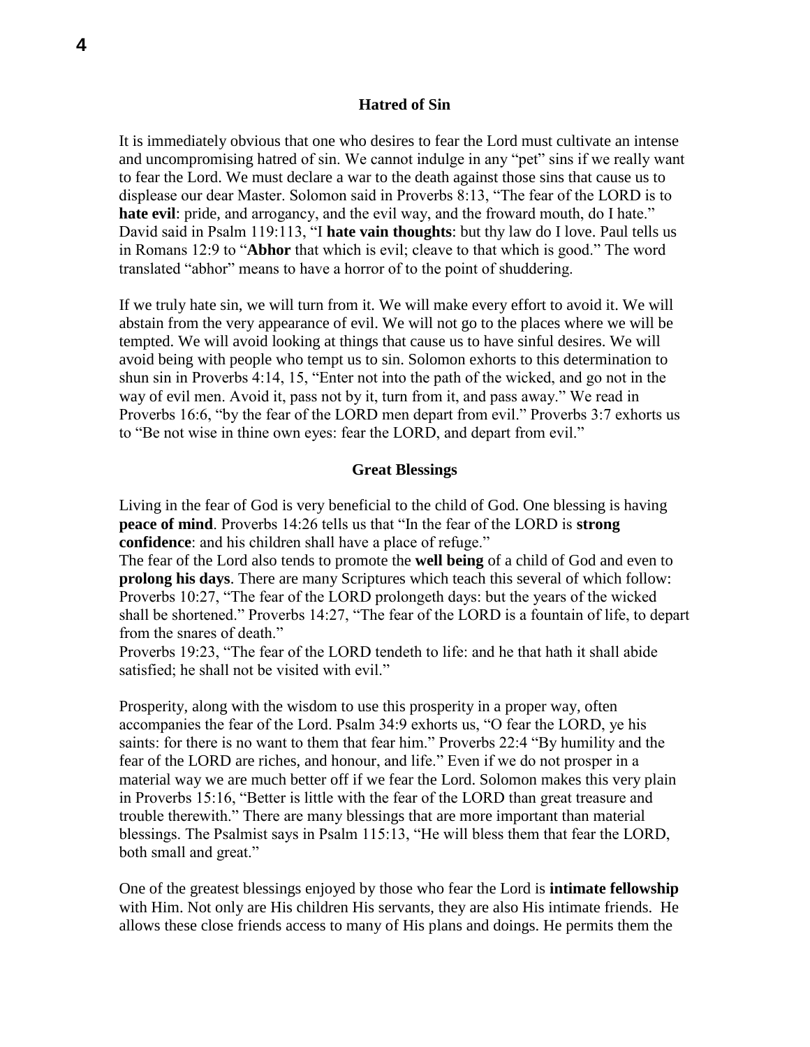## Hatred of Sin

It is immediately obvious that one who desires to fear the Lord must cultivate an intense and uncompromising hatred of sin. We cannot indulge in any "pet" sins if we really want to fear the Lord. We must declare a war to the death against those sins that cause us to displease our dear Master. Solomon said in Proverbs 8:13, "The fear of the LORD is to **hate evil**: pride, and arrogancy, and the evil way, and the froward mouth, do I hate." David said in Psalm 119:113, "I **hate vain thoughts**: but thy law do I love. Paul tells us in Romans 12:9 to "**Abhor** that which is evil; cleave to that which is good." The word translated "abhor" means to have a horror of to the point of shuddering.

If we truly hate sin, we will turn from it. We will make every effort to avoid it. We will abstain from the very appearance of evil. We will not go to the places where we will be tempted. We will avoid looking at things that cause us to have sinful desires. We will avoid being with people who tempt us to sin. Solomon exhorts to this determination to shun sin in Proverbs 4:14, 15, "Enter not into the path of the wicked, and go not in the way of evil men. Avoid it, pass not by it, turn from it, and pass away." We read in Proverbs 16:6, "by the fear of the LORD men depart from evil." Proverbs 3:7 exhorts us to "Be not wise in thine own eyes: fear the LORD, and depart from evil."

## Great Blessings

Living in the fear of God is very beneficial to the child of God. One blessing is having **peace of mind**. Proverbs 14:26 tells us that "In the fear of the LORD is **strong confidence**: and his children shall have a place of refuge."
The fear of the Lord also tends to promote the **well being** of a child of God and even to **prolong his days**. There are many Scriptures which teach this several of which follow: Proverbs 10:27, "The fear of the LORD prolongeth days: but the years of the wicked shall be shortened." Proverbs 14:27, "The fear of the LORD is a fountain of life, to depart from the snares of death."
Proverbs 19:23, "The fear of the LORD tendeth to life: and he that hath it shall abide satisfied; he shall not be visited with evil."

Prosperity, along with the wisdom to use this prosperity in a proper way, often accompanies the fear of the Lord. Psalm 34:9 exhorts us, "O fear the LORD, ye his saints: for there is no want to them that fear him." Proverbs 22:4 "By humility and the fear of the LORD are riches, and honour, and life." Even if we do not prosper in a material way we are much better off if we fear the Lord. Solomon makes this very plain in Proverbs 15:16, "Better is little with the fear of the LORD than great treasure and trouble therewith." There are many blessings that are more important than material blessings. The Psalmist says in Psalm 115:13, "He will bless them that fear the LORD, both small and great."

One of the greatest blessings enjoyed by those who fear the Lord is **intimate fellowship** with Him. Not only are His children His servants, they are also His intimate friends. He allows these close friends access to many of His plans and doings. He permits them the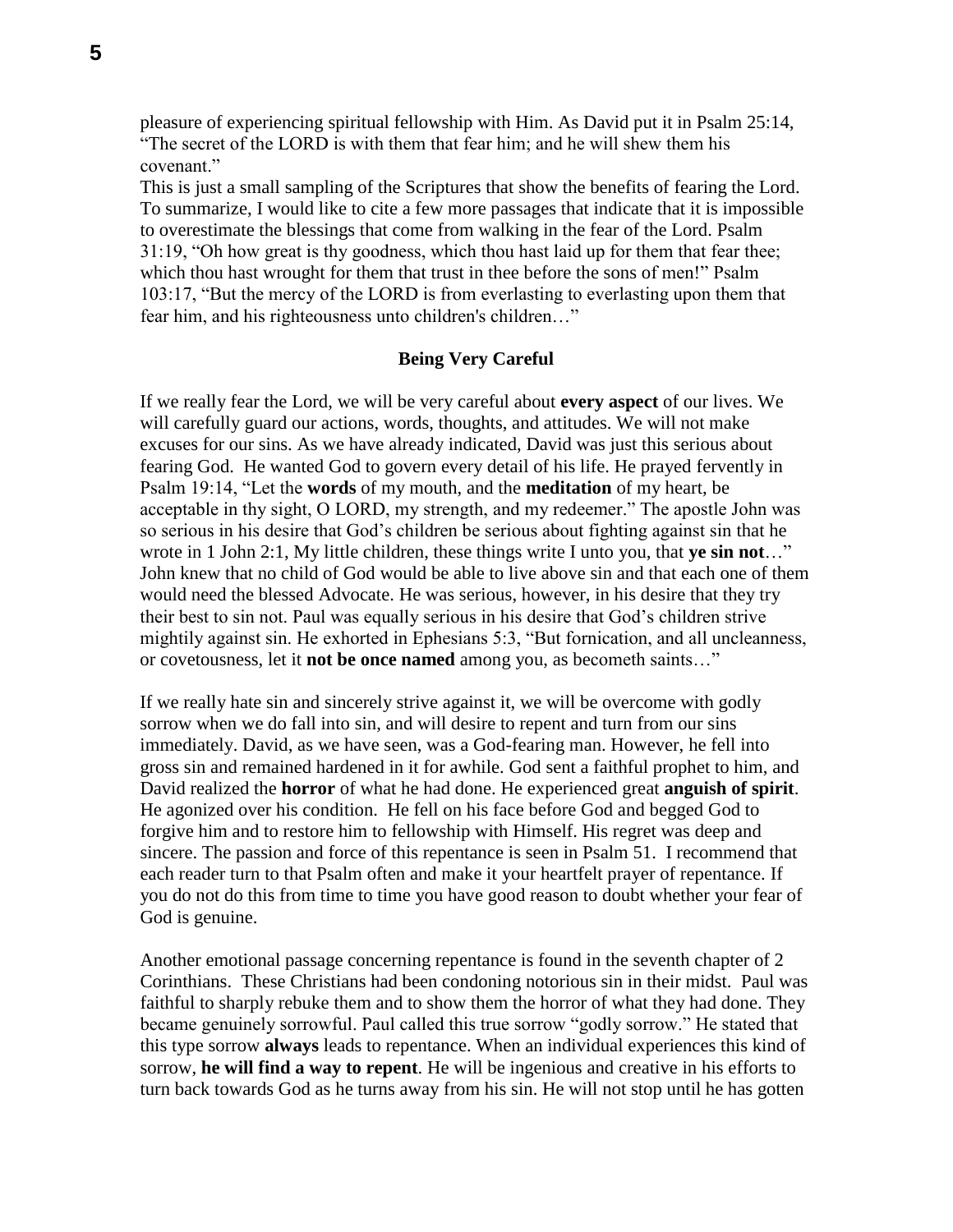pleasure of experiencing spiritual fellowship with Him. As David put it in Psalm 25:14, "The secret of the LORD is with them that fear him; and he will shew them his covenant."

This is just a small sampling of the Scriptures that show the benefits of fearing the Lord. To summarize, I would like to cite a few more passages that indicate that it is impossible to overestimate the blessings that come from walking in the fear of the Lord. Psalm 31:19, "Oh how great is thy goodness, which thou hast laid up for them that fear thee; which thou hast wrought for them that trust in thee before the sons of men!" Psalm 103:17, "But the mercy of the LORD is from everlasting to everlasting upon them that fear him, and his righteousness unto children's children…"

## Being Very Careful

If we really fear the Lord, we will be very careful about **every aspect** of our lives. We will carefully guard our actions, words, thoughts, and attitudes. We will not make excuses for our sins. As we have already indicated, David was just this serious about fearing God. He wanted God to govern every detail of his life. He prayed fervently in Psalm 19:14, "Let the **words** of my mouth, and the **meditation** of my heart, be acceptable in thy sight, O LORD, my strength, and my redeemer." The apostle John was so serious in his desire that God's children be serious about fighting against sin that he wrote in 1 John 2:1, My little children, these things write I unto you, that **ye sin not**…" John knew that no child of God would be able to live above sin and that each one of them would need the blessed Advocate. He was serious, however, in his desire that they try their best to sin not. Paul was equally serious in his desire that God's children strive mightily against sin. He exhorted in Ephesians 5:3, "But fornication, and all uncleanness, or covetousness, let it **not be once named** among you, as becometh saints…"

If we really hate sin and sincerely strive against it, we will be overcome with godly sorrow when we do fall into sin, and will desire to repent and turn from our sins immediately. David, as we have seen, was a God-fearing man. However, he fell into gross sin and remained hardened in it for awhile. God sent a faithful prophet to him, and David realized the **horror** of what he had done. He experienced great **anguish of spirit**. He agonized over his condition. He fell on his face before God and begged God to forgive him and to restore him to fellowship with Himself. His regret was deep and sincere. The passion and force of this repentance is seen in Psalm 51. I recommend that each reader turn to that Psalm often and make it your heartfelt prayer of repentance. If you do not do this from time to time you have good reason to doubt whether your fear of God is genuine.

Another emotional passage concerning repentance is found in the seventh chapter of 2 Corinthians. These Christians had been condoning notorious sin in their midst. Paul was faithful to sharply rebuke them and to show them the horror of what they had done. They became genuinely sorrowful. Paul called this true sorrow "godly sorrow." He stated that this type sorrow **always** leads to repentance. When an individual experiences this kind of sorrow, **he will find a way to repent**. He will be ingenious and creative in his efforts to turn back towards God as he turns away from his sin. He will not stop until he has gotten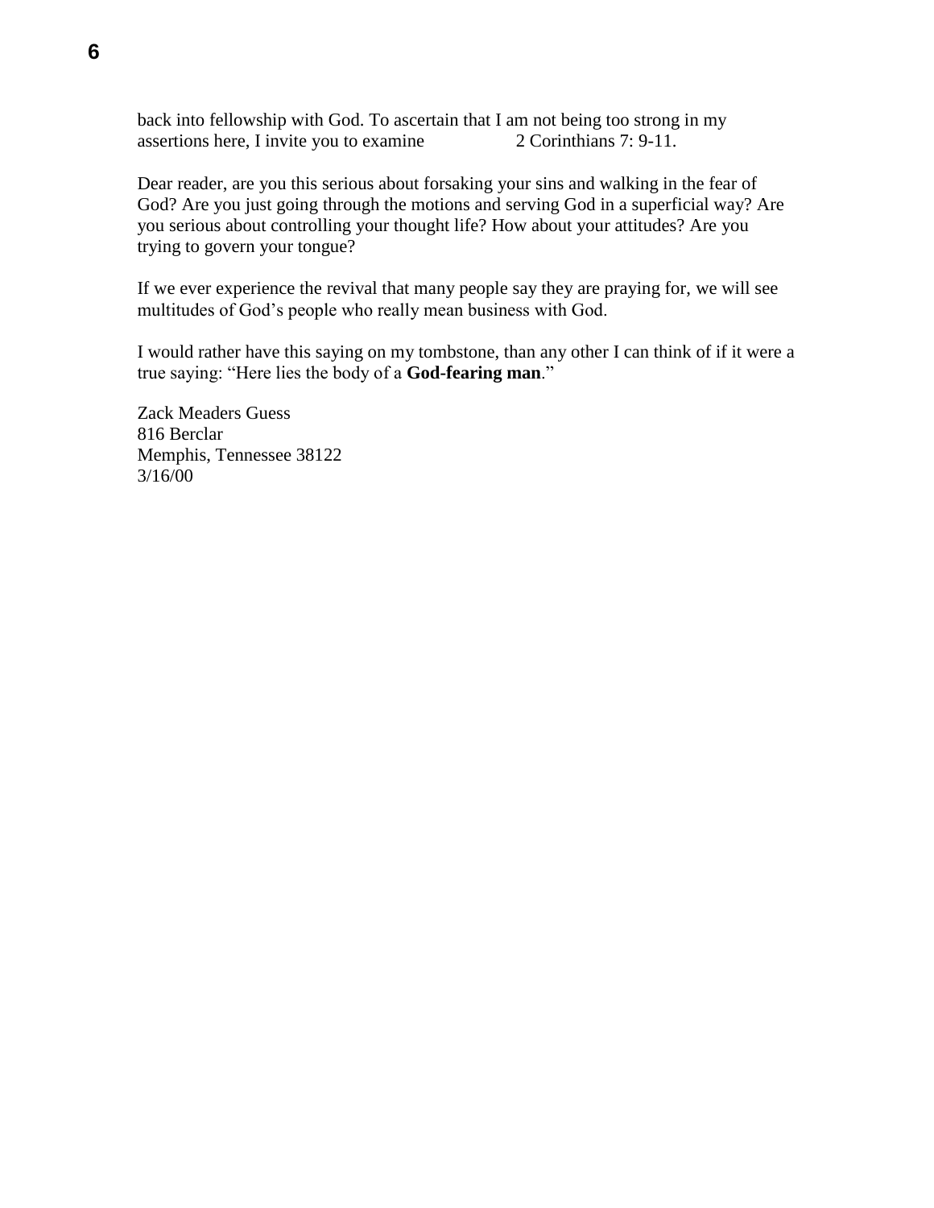back into fellowship with God. To ascertain that I am not being too strong in my assertions here, I invite you to examine 2 Corinthians 7: 9-11.

Dear reader, are you this serious about forsaking your sins and walking in the fear of God? Are you just going through the motions and serving God in a superficial way? Are you serious about controlling your thought life? How about your attitudes? Are you trying to govern your tongue?

If we ever experience the revival that many people say they are praying for, we will see multitudes of God's people who really mean business with God.

I would rather have this saying on my tombstone, than any other I can think of if it were a true saying: "Here lies the body of a **God-fearing man**."

Zack Meaders Guess
816 Berclar
Memphis, Tennessee 38122
3/16/00